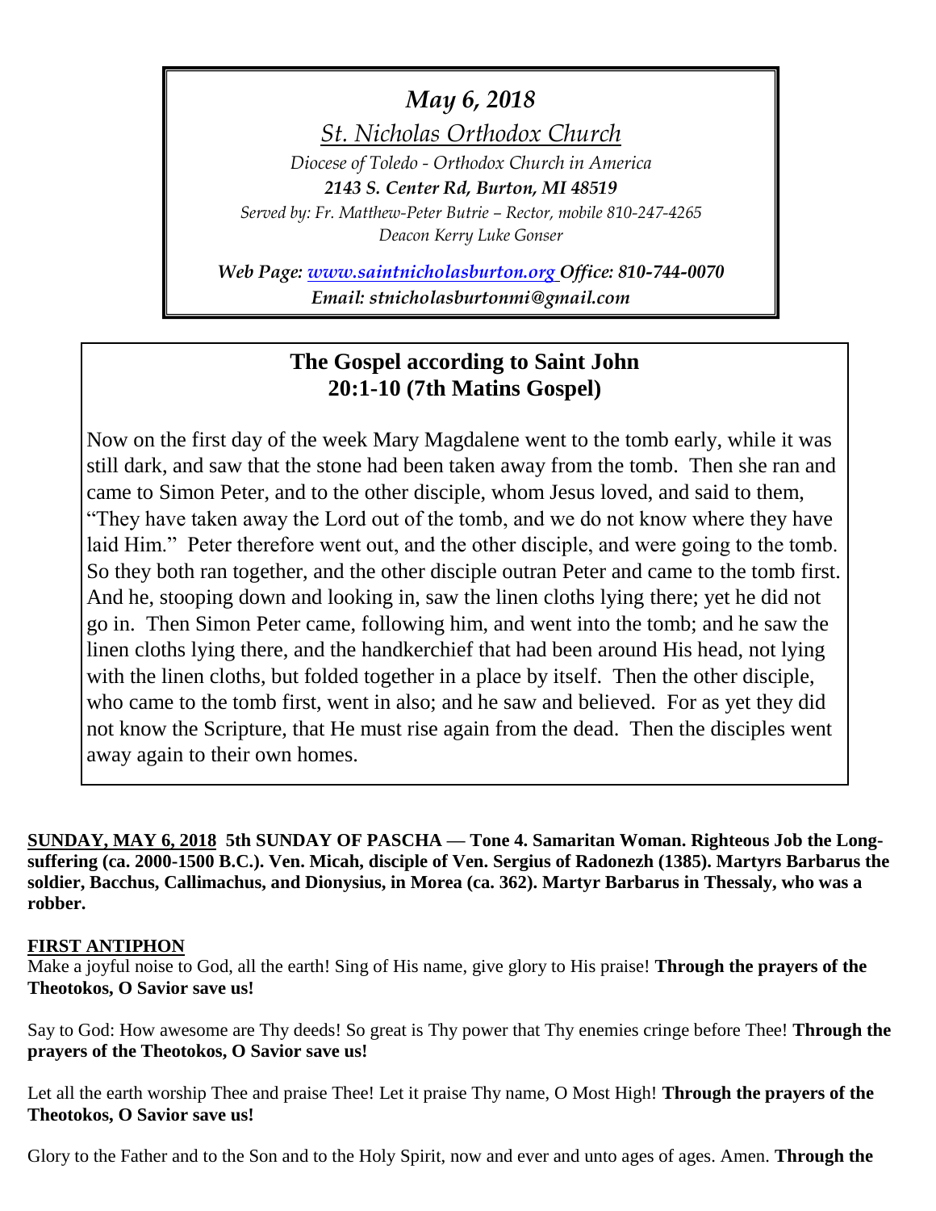*May 6, 2018*

*St. Nicholas Orthodox Church*

*Diocese of Toledo - Orthodox Church in America*

***2143 S. Center Rd, Burton, MI 48519***

*Served by: Fr. Matthew-Peter Butrie – Rector, mobile 810-247-4265*

*Deacon Kerry Luke Gonser*

***Web Page: [www.saintnicholasburton.org](http://www.saintnicholasburton.org) Office: 810-744-0070***

***Email: stnicholasburtonmi@gmail.com***

## The Gospel according to Saint John 20:1-10 (7th Matins Gospel)

Now on the first day of the week Mary Magdalene went to the tomb early, while it was still dark, and saw that the stone had been taken away from the tomb. Then she ran and came to Simon Peter, and to the other disciple, whom Jesus loved, and said to them, "They have taken away the Lord out of the tomb, and we do not know where they have laid Him." Peter therefore went out, and the other disciple, and were going to the tomb. So they both ran together, and the other disciple outran Peter and came to the tomb first. And he, stooping down and looking in, saw the linen cloths lying there; yet he did not go in. Then Simon Peter came, following him, and went into the tomb; and he saw the linen cloths lying there, and the handkerchief that had been around His head, not lying with the linen cloths, but folded together in a place by itself. Then the other disciple, who came to the tomb first, went in also; and he saw and believed. For as yet they did not know the Scripture, that He must rise again from the dead. Then the disciples went away again to their own homes.

**SUNDAY, MAY 6, 2018 5th SUNDAY OF PASCHA — Tone 4. Samaritan Woman. Righteous Job the Long-suffering (ca. 2000-1500 B.C.). Ven. Micah, disciple of Ven. Sergius of Radonezh (1385). Martyrs Barbarus the soldier, Bacchus, Callimachus, and Dionysius, in Morea (ca. 362). Martyr Barbarus in Thessaly, who was a robber.**

**FIRST ANTIPHON**

Make a joyful noise to God, all the earth! Sing of His name, give glory to His praise! **Through the prayers of the Theotokos, O Savior save us!**

Say to God: How awesome are Thy deeds! So great is Thy power that Thy enemies cringe before Thee! **Through the prayers of the Theotokos, O Savior save us!**

Let all the earth worship Thee and praise Thee! Let it praise Thy name, O Most High! **Through the prayers of the Theotokos, O Savior save us!**

Glory to the Father and to the Son and to the Holy Spirit, now and ever and unto ages of ages. Amen. **Through the**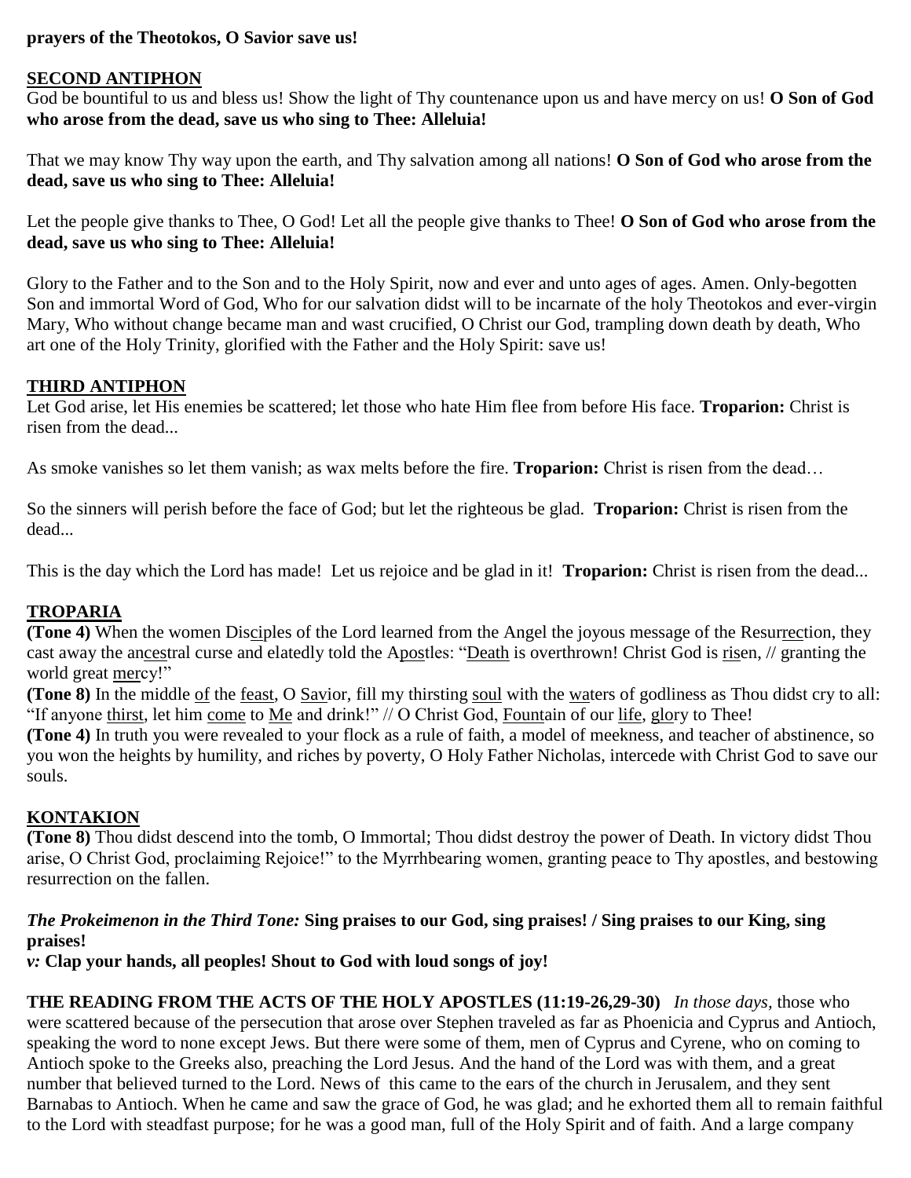**prayers of the Theotokos, O Savior save us!**

## SECOND ANTIPHON

God be bountiful to us and bless us! Show the light of Thy countenance upon us and have mercy on us! **O Son of God who arose from the dead, save us who sing to Thee: Alleluia!**

That we may know Thy way upon the earth, and Thy salvation among all nations! **O Son of God who arose from the dead, save us who sing to Thee: Alleluia!**

Let the people give thanks to Thee, O God! Let all the people give thanks to Thee! **O Son of God who arose from the dead, save us who sing to Thee: Alleluia!**

Glory to the Father and to the Son and to the Holy Spirit, now and ever and unto ages of ages. Amen. Only-begotten Son and immortal Word of God, Who for our salvation didst will to be incarnate of the holy Theotokos and ever-virgin Mary, Who without change became man and wast crucified, O Christ our God, trampling down death by death, Who art one of the Holy Trinity, glorified with the Father and the Holy Spirit: save us!

## THIRD ANTIPHON

Let God arise, let His enemies be scattered; let those who hate Him flee from before His face. **Troparion:** Christ is risen from the dead...

As smoke vanishes so let them vanish; as wax melts before the fire. **Troparion:** Christ is risen from the dead…

So the sinners will perish before the face of God; but let the righteous be glad. **Troparion:** Christ is risen from the dead...

This is the day which the Lord has made! Let us rejoice and be glad in it! **Troparion:** Christ is risen from the dead...

## TROPARIA

**(Tone 4)** When the women Disciples of the Lord learned from the Angel the joyous message of the Resurrection, they cast away the ancestral curse and elatedly told the Apostles: "Death is overthrown! Christ God is risen, // granting the world great mercy!"

**(Tone 8)** In the middle of the feast, O Savior, fill my thirsting soul with the waters of godliness as Thou didst cry to all: "If anyone thirst, let him come to Me and drink!" // O Christ God, Fountain of our life, glory to Thee!

**(Tone 4)** In truth you were revealed to your flock as a rule of faith, a model of meekness, and teacher of abstinence, so you won the heights by humility, and riches by poverty, O Holy Father Nicholas, intercede with Christ God to save our souls.

## KONTAKION

**(Tone 8)** Thou didst descend into the tomb, O Immortal; Thou didst destroy the power of Death. In victory didst Thou arise, O Christ God, proclaiming Rejoice!" to the Myrrhbearing women, granting peace to Thy apostles, and bestowing resurrection on the fallen.

***The Prokeimenon in the Third Tone:*** **Sing praises to our God, sing praises! / Sing praises to our King, sing praises!**

***v:*** **Clap your hands, all peoples! Shout to God with loud songs of joy!**

**THE READING FROM THE ACTS OF THE HOLY APOSTLES (11:19-26,29-30)** *In those days,* those who were scattered because of the persecution that arose over Stephen traveled as far as Phoenicia and Cyprus and Antioch, speaking the word to none except Jews. But there were some of them, men of Cyprus and Cyrene, who on coming to Antioch spoke to the Greeks also, preaching the Lord Jesus. And the hand of the Lord was with them, and a great number that believed turned to the Lord. News of this came to the ears of the church in Jerusalem, and they sent Barnabas to Antioch. When he came and saw the grace of God, he was glad; and he exhorted them all to remain faithful to the Lord with steadfast purpose; for he was a good man, full of the Holy Spirit and of faith. And a large company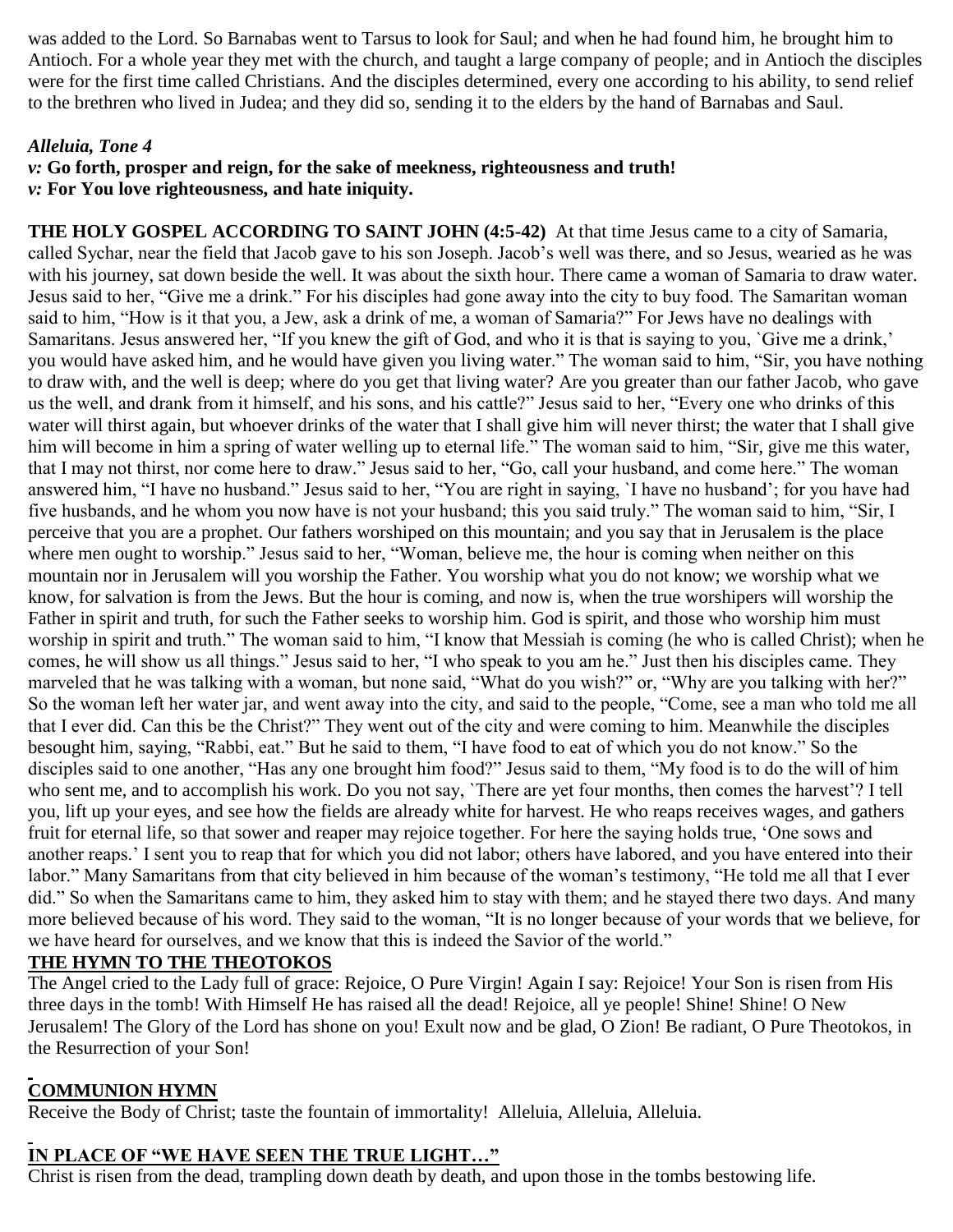was added to the Lord. So Barnabas went to Tarsus to look for Saul; and when he had found him, he brought him to Antioch. For a whole year they met with the church, and taught a large company of people; and in Antioch the disciples were for the first time called Christians. And the disciples determined, every one according to his ability, to send relief to the brethren who lived in Judea; and they did so, sending it to the elders by the hand of Barnabas and Saul.

***Alleluia, Tone 4***

*v:* **Go forth, prosper and reign, for the sake of meekness, righteousness and truth!**

*v:* **For You love righteousness, and hate iniquity.**

**THE HOLY GOSPEL ACCORDING TO SAINT JOHN (4:5-42)** At that time Jesus came to a city of Samaria, called Sychar, near the field that Jacob gave to his son Joseph. Jacob's well was there, and so Jesus, wearied as he was with his journey, sat down beside the well. It was about the sixth hour. There came a woman of Samaria to draw water. Jesus said to her, "Give me a drink." For his disciples had gone away into the city to buy food. The Samaritan woman said to him, "How is it that you, a Jew, ask a drink of me, a woman of Samaria?" For Jews have no dealings with Samaritans. Jesus answered her, "If you knew the gift of God, and who it is that is saying to you, `Give me a drink,' you would have asked him, and he would have given you living water." The woman said to him, "Sir, you have nothing to draw with, and the well is deep; where do you get that living water? Are you greater than our father Jacob, who gave us the well, and drank from it himself, and his sons, and his cattle?" Jesus said to her, "Every one who drinks of this water will thirst again, but whoever drinks of the water that I shall give him will never thirst; the water that I shall give him will become in him a spring of water welling up to eternal life." The woman said to him, "Sir, give me this water, that I may not thirst, nor come here to draw." Jesus said to her, "Go, call your husband, and come here." The woman answered him, "I have no husband." Jesus said to her, "You are right in saying, `I have no husband'; for you have had five husbands, and he whom you now have is not your husband; this you said truly." The woman said to him, "Sir, I perceive that you are a prophet. Our fathers worshiped on this mountain; and you say that in Jerusalem is the place where men ought to worship." Jesus said to her, "Woman, believe me, the hour is coming when neither on this mountain nor in Jerusalem will you worship the Father. You worship what you do not know; we worship what we know, for salvation is from the Jews. But the hour is coming, and now is, when the true worshipers will worship the Father in spirit and truth, for such the Father seeks to worship him. God is spirit, and those who worship him must worship in spirit and truth." The woman said to him, "I know that Messiah is coming (he who is called Christ); when he comes, he will show us all things." Jesus said to her, "I who speak to you am he." Just then his disciples came. They marveled that he was talking with a woman, but none said, "What do you wish?" or, "Why are you talking with her?" So the woman left her water jar, and went away into the city, and said to the people, "Come, see a man who told me all that I ever did. Can this be the Christ?" They went out of the city and were coming to him. Meanwhile the disciples besought him, saying, "Rabbi, eat." But he said to them, "I have food to eat of which you do not know." So the disciples said to one another, "Has any one brought him food?" Jesus said to them, "My food is to do the will of him who sent me, and to accomplish his work. Do you not say, `There are yet four months, then comes the harvest'? I tell you, lift up your eyes, and see how the fields are already white for harvest. He who reaps receives wages, and gathers fruit for eternal life, so that sower and reaper may rejoice together. For here the saying holds true, 'One sows and another reaps.' I sent you to reap that for which you did not labor; others have labored, and you have entered into their labor." Many Samaritans from that city believed in him because of the woman's testimony, "He told me all that I ever did." So when the Samaritans came to him, they asked him to stay with them; and he stayed there two days. And many more believed because of his word. They said to the woman, "It is no longer because of your words that we believe, for we have heard for ourselves, and we know that this is indeed the Savior of the world."

**THE HYMN TO THE THEOTOKOS**

The Angel cried to the Lady full of grace: Rejoice, O Pure Virgin! Again I say: Rejoice! Your Son is risen from His three days in the tomb! With Himself He has raised all the dead! Rejoice, all ye people! Shine! Shine! O New Jerusalem! The Glory of the Lord has shone on you! Exult now and be glad, O Zion! Be radiant, O Pure Theotokos, in the Resurrection of your Son!

**COMMUNION HYMN**

Receive the Body of Christ; taste the fountain of immortality! Alleluia, Alleluia, Alleluia.

**IN PLACE OF "WE HAVE SEEN THE TRUE LIGHT…"**

Christ is risen from the dead, trampling down death by death, and upon those in the tombs bestowing life.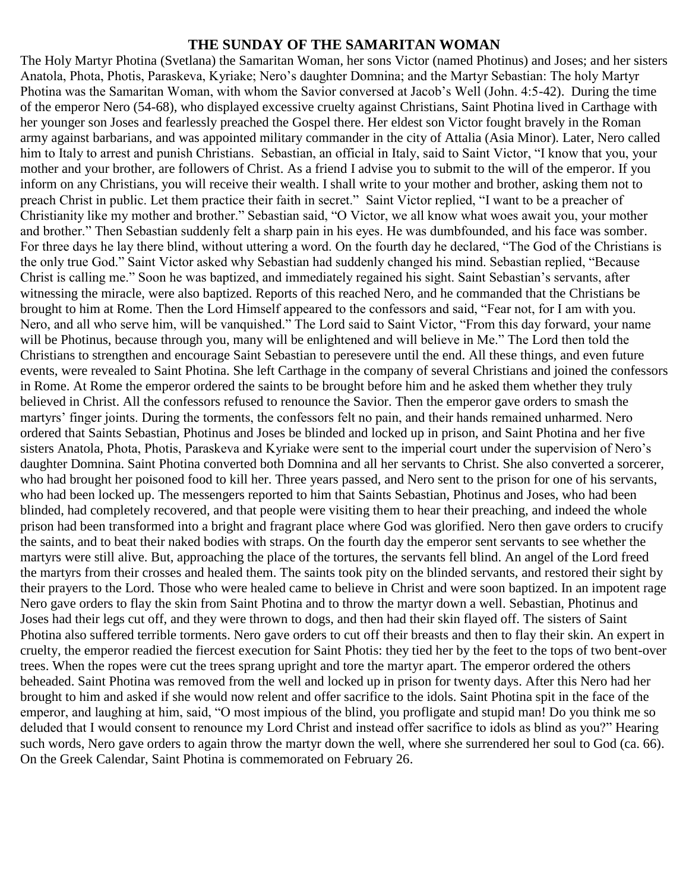## THE SUNDAY OF THE SAMARITAN WOMAN

The Holy Martyr Photina (Svetlana) the Samaritan Woman, her sons Victor (named Photinus) and Joses; and her sisters Anatola, Phota, Photis, Paraskeva, Kyriake; Nero's daughter Domnina; and the Martyr Sebastian: The holy Martyr Photina was the Samaritan Woman, with whom the Savior conversed at Jacob's Well (John. 4:5-42). During the time of the emperor Nero (54-68), who displayed excessive cruelty against Christians, Saint Photina lived in Carthage with her younger son Joses and fearlessly preached the Gospel there. Her eldest son Victor fought bravely in the Roman army against barbarians, and was appointed military commander in the city of Attalia (Asia Minor). Later, Nero called him to Italy to arrest and punish Christians. Sebastian, an official in Italy, said to Saint Victor, "I know that you, your mother and your brother, are followers of Christ. As a friend I advise you to submit to the will of the emperor. If you inform on any Christians, you will receive their wealth. I shall write to your mother and brother, asking them not to preach Christ in public. Let them practice their faith in secret." Saint Victor replied, "I want to be a preacher of Christianity like my mother and brother." Sebastian said, "O Victor, we all know what woes await you, your mother and brother." Then Sebastian suddenly felt a sharp pain in his eyes. He was dumbfounded, and his face was somber. For three days he lay there blind, without uttering a word. On the fourth day he declared, "The God of the Christians is the only true God." Saint Victor asked why Sebastian had suddenly changed his mind. Sebastian replied, "Because Christ is calling me." Soon he was baptized, and immediately regained his sight. Saint Sebastian's servants, after witnessing the miracle, were also baptized. Reports of this reached Nero, and he commanded that the Christians be brought to him at Rome. Then the Lord Himself appeared to the confessors and said, "Fear not, for I am with you. Nero, and all who serve him, will be vanquished." The Lord said to Saint Victor, "From this day forward, your name will be Photinus, because through you, many will be enlightened and will believe in Me." The Lord then told the Christians to strengthen and encourage Saint Sebastian to peresevere until the end. All these things, and even future events, were revealed to Saint Photina. She left Carthage in the company of several Christians and joined the confessors in Rome. At Rome the emperor ordered the saints to be brought before him and he asked them whether they truly believed in Christ. All the confessors refused to renounce the Savior. Then the emperor gave orders to smash the martyrs' finger joints. During the torments, the confessors felt no pain, and their hands remained unharmed. Nero ordered that Saints Sebastian, Photinus and Joses be blinded and locked up in prison, and Saint Photina and her five sisters Anatola, Phota, Photis, Paraskeva and Kyriake were sent to the imperial court under the supervision of Nero's daughter Domnina. Saint Photina converted both Domnina and all her servants to Christ. She also converted a sorcerer, who had brought her poisoned food to kill her. Three years passed, and Nero sent to the prison for one of his servants, who had been locked up. The messengers reported to him that Saints Sebastian, Photinus and Joses, who had been blinded, had completely recovered, and that people were visiting them to hear their preaching, and indeed the whole prison had been transformed into a bright and fragrant place where God was glorified. Nero then gave orders to crucify the saints, and to beat their naked bodies with straps. On the fourth day the emperor sent servants to see whether the martyrs were still alive. But, approaching the place of the tortures, the servants fell blind. An angel of the Lord freed the martyrs from their crosses and healed them. The saints took pity on the blinded servants, and restored their sight by their prayers to the Lord. Those who were healed came to believe in Christ and were soon baptized. In an impotent rage Nero gave orders to flay the skin from Saint Photina and to throw the martyr down a well. Sebastian, Photinus and Joses had their legs cut off, and they were thrown to dogs, and then had their skin flayed off. The sisters of Saint Photina also suffered terrible torments. Nero gave orders to cut off their breasts and then to flay their skin. An expert in cruelty, the emperor readied the fiercest execution for Saint Photis: they tied her by the feet to the tops of two bent-over trees. When the ropes were cut the trees sprang upright and tore the martyr apart. The emperor ordered the others beheaded. Saint Photina was removed from the well and locked up in prison for twenty days. After this Nero had her brought to him and asked if she would now relent and offer sacrifice to the idols. Saint Photina spit in the face of the emperor, and laughing at him, said, "O most impious of the blind, you profligate and stupid man! Do you think me so deluded that I would consent to renounce my Lord Christ and instead offer sacrifice to idols as blind as you?" Hearing such words, Nero gave orders to again throw the martyr down the well, where she surrendered her soul to God (ca. 66). On the Greek Calendar, Saint Photina is commemorated on February 26.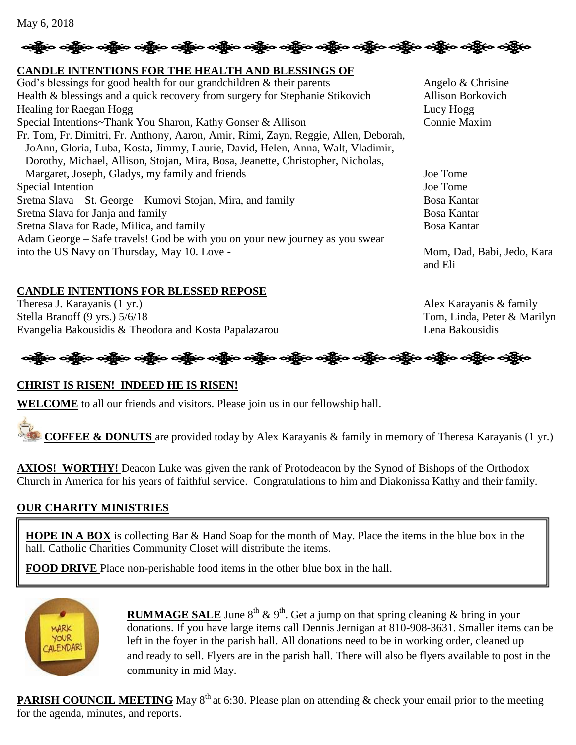May 6, 2018

## CANDLE INTENTIONS FOR THE HEALTH AND BLESSINGS OF

| Intention | Offered by |
|---|---|
| God's blessings for good health for our grandchildren & their parents | Angelo & Chrisine |
| Health & blessings and a quick recovery from surgery for Stephanie Stikovich | Allison Borkovich |
| Healing for Raegan Hogg | Lucy Hogg |
| Special Intentions~Thank You Sharon, Kathy Gonser & Allison | Connie Maxim |
| Fr. Tom, Fr. Dimitri, Fr. Anthony, Aaron, Amir, Rimi, Zayn, Reggie, Allen, Deborah, JoAnn, Gloria, Luba, Kosta, Jimmy, Laurie, David, Helen, Anna, Walt, Vladimir, Dorothy, Michael, Allison, Stojan, Mira, Bosa, Jeanette, Christopher, Nicholas, Margaret, Joseph, Gladys, my family and friends | Joe Tome |
| Special Intention | Joe Tome |
| Sretna Slava – St. George – Kumovi Stojan, Mira, and family | Bosa Kantar |
| Sretna Slava for Janja and family | Bosa Kantar |
| Sretna Slava for Rade, Milica, and family | Bosa Kantar |
| Adam George – Safe travels! God be with you on your new journey as you swear into the US Navy on Thursday, May 10. Love - | Mom, Dad, Babi, Jedo, Kara and Eli |

## CANDLE INTENTIONS FOR BLESSED REPOSE

| Intention | Offered by |
|---|---|
| Theresa J. Karayanis (1 yr.) | Alex Karayanis & family |
| Stella Branoff (9 yrs.) 5/6/18 | Tom, Linda, Peter & Marilyn |
| Evangelia Bakousidis & Theodora and Kosta Papalazarou | Lena Bakousidis |

## CHRIST IS RISEN! INDEED HE IS RISEN!

**WELCOME** to all our friends and visitors. Please join us in our fellowship hall.

**COFFEE & DONUTS** are provided today by Alex Karayanis & family in memory of Theresa Karayanis (1 yr.)

**AXIOS! WORTHY!** Deacon Luke was given the rank of Protodeacon by the Synod of Bishops of the Orthodox Church in America for his years of faithful service. Congratulations to him and Diakonissa Kathy and their family.

## OUR CHARITY MINISTRIES

**HOPE IN A BOX** is collecting Bar & Hand Soap for the month of May. Place the items in the blue box in the hall. Catholic Charities Community Closet will distribute the items.

**FOOD DRIVE** Place non-perishable food items in the other blue box in the hall.

**RUMMAGE SALE** June 8th & 9th. Get a jump on that spring cleaning & bring in your donations. If you have large items call Dennis Jernigan at 810-908-3631. Smaller items can be left in the foyer in the parish hall. All donations need to be in working order, cleaned up and ready to sell. Flyers are in the parish hall. There will also be flyers available to post in the community in mid May.

**PARISH COUNCIL MEETING** May 8th at 6:30. Please plan on attending & check your email prior to the meeting for the agenda, minutes, and reports.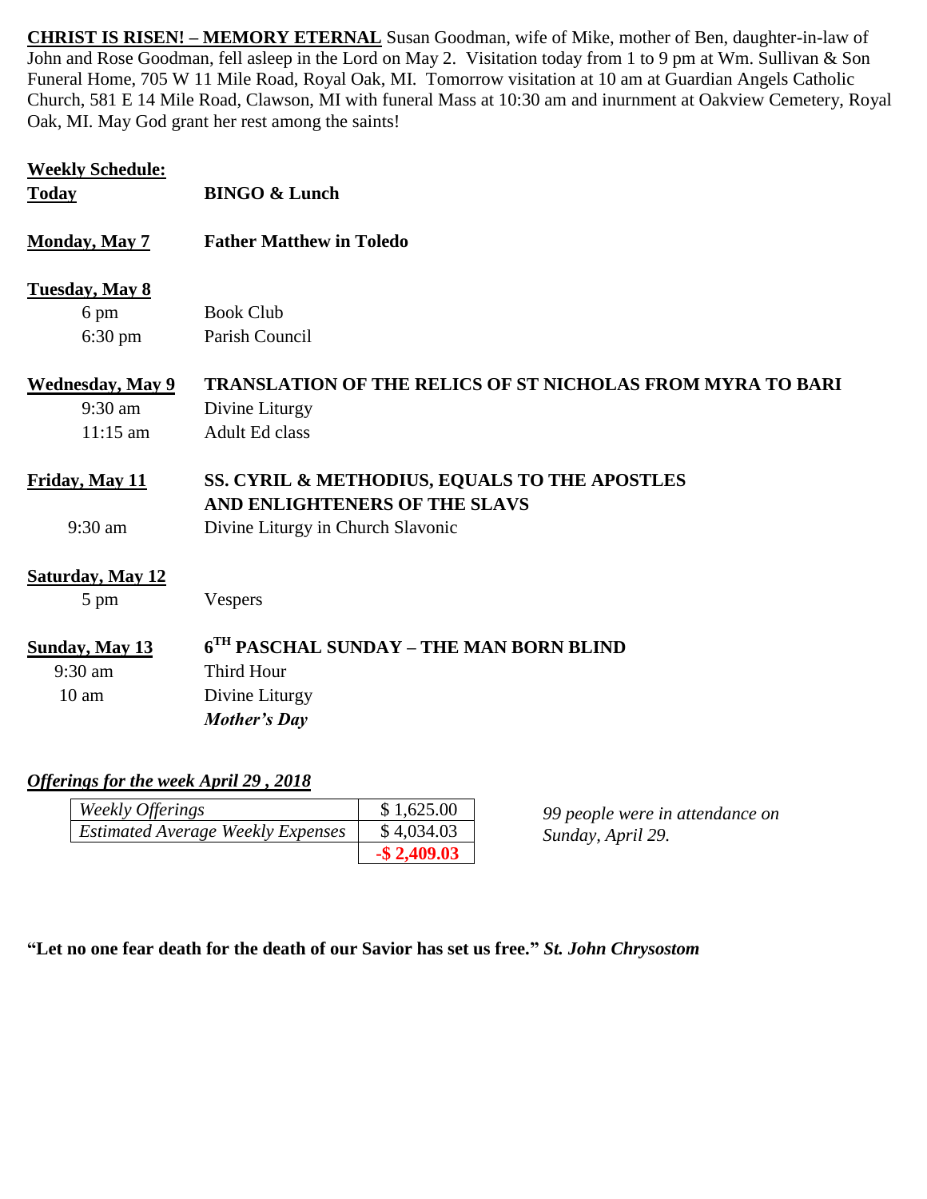**CHRIST IS RISEN! – MEMORY ETERNAL** Susan Goodman, wife of Mike, mother of Ben, daughter-in-law of John and Rose Goodman, fell asleep in the Lord on May 2. Visitation today from 1 to 9 pm at Wm. Sullivan & Son Funeral Home, 705 W 11 Mile Road, Royal Oak, MI. Tomorrow visitation at 10 am at Guardian Angels Catholic Church, 581 E 14 Mile Road, Clawson, MI with funeral Mass at 10:30 am and inurnment at Oakview Cemetery, Royal Oak, MI. May God grant her rest among the saints!

**Weekly Schedule:**

**Today** — **BINGO & Lunch**

**Monday, May 7** — **Father Matthew in Toledo**

**Tuesday, May 8**
- 6 pm — Book Club
- 6:30 pm — Parish Council

**Wednesday, May 9** — **TRANSLATION OF THE RELICS OF ST NICHOLAS FROM MYRA TO BARI**
- 9:30 am — Divine Liturgy
- 11:15 am — Adult Ed class

**Friday, May 11** — **SS. CYRIL & METHODIUS, EQUALS TO THE APOSTLES AND ENLIGHTENERS OF THE SLAVS**
- 9:30 am — Divine Liturgy in Church Slavonic

**Saturday, May 12**
- 5 pm — Vespers

**Sunday, May 13** — **6TH PASCHAL SUNDAY – THE MAN BORN BLIND**
- 9:30 am — Third Hour
- 10 am — Divine Liturgy
- ***Mother's Day***

***Offerings for the week April 29 , 2018***

| | |
|---|---|
| *Weekly Offerings* | $ 1,625.00 |
| *Estimated Average Weekly Expenses* | $ 4,034.03 |
| | **-$ 2,409.03** |

*99 people were in attendance on Sunday, April 29.*

**"Let no one fear death for the death of our Savior has set us free."** ***St. John Chrysostom***